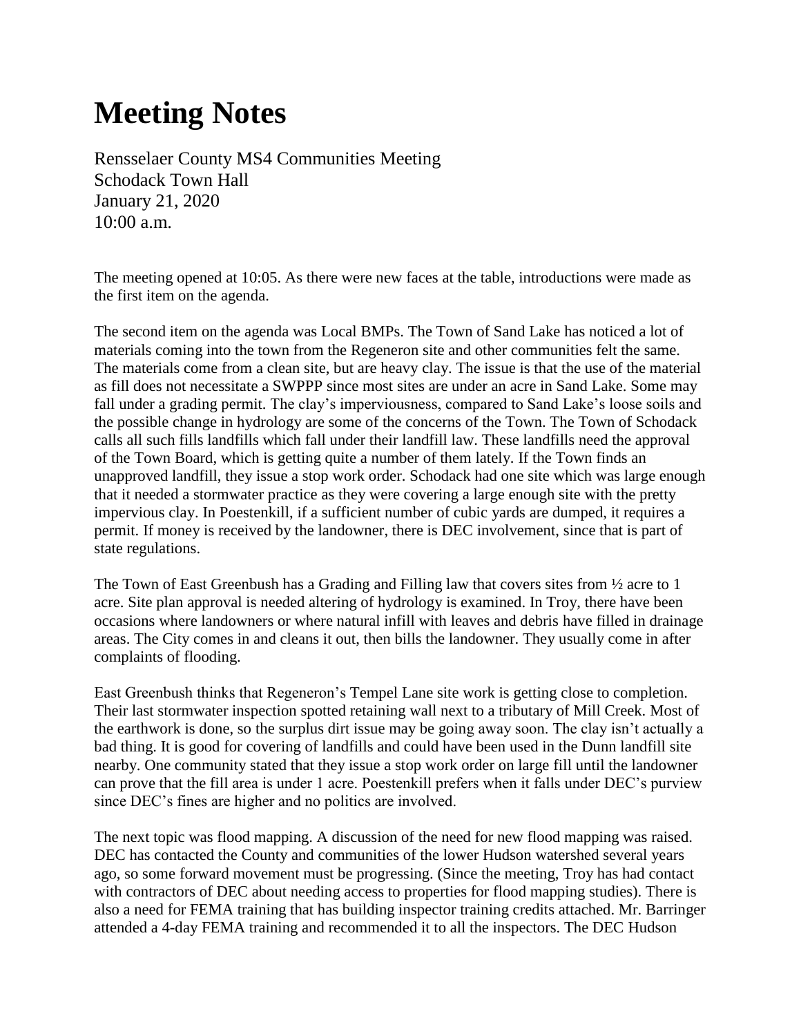# Meeting Notes

Rensselaer County MS4 Communities Meeting
Schodack Town Hall
January 21, 2020
10:00 a.m.

The meeting opened at 10:05. As there were new faces at the table, introductions were made as the first item on the agenda.

The second item on the agenda was Local BMPs. The Town of Sand Lake has noticed a lot of materials coming into the town from the Regeneron site and other communities felt the same. The materials come from a clean site, but are heavy clay. The issue is that the use of the material as fill does not necessitate a SWPPP since most sites are under an acre in Sand Lake. Some may fall under a grading permit. The clay's imperviousness, compared to Sand Lake's loose soils and the possible change in hydrology are some of the concerns of the Town. The Town of Schodack calls all such fills landfills which fall under their landfill law. These landfills need the approval of the Town Board, which is getting quite a number of them lately. If the Town finds an unapproved landfill, they issue a stop work order. Schodack had one site which was large enough that it needed a stormwater practice as they were covering a large enough site with the pretty impervious clay. In Poestenkill, if a sufficient number of cubic yards are dumped, it requires a permit. If money is received by the landowner, there is DEC involvement, since that is part of state regulations.

The Town of East Greenbush has a Grading and Filling law that covers sites from ½ acre to 1 acre. Site plan approval is needed altering of hydrology is examined. In Troy, there have been occasions where landowners or where natural infill with leaves and debris have filled in drainage areas. The City comes in and cleans it out, then bills the landowner. They usually come in after complaints of flooding.

East Greenbush thinks that Regeneron's Tempel Lane site work is getting close to completion. Their last stormwater inspection spotted retaining wall next to a tributary of Mill Creek. Most of the earthwork is done, so the surplus dirt issue may be going away soon. The clay isn't actually a bad thing. It is good for covering of landfills and could have been used in the Dunn landfill site nearby. One community stated that they issue a stop work order on large fill until the landowner can prove that the fill area is under 1 acre. Poestenkill prefers when it falls under DEC's purview since DEC's fines are higher and no politics are involved.

The next topic was flood mapping. A discussion of the need for new flood mapping was raised. DEC has contacted the County and communities of the lower Hudson watershed several years ago, so some forward movement must be progressing. (Since the meeting, Troy has had contact with contractors of DEC about needing access to properties for flood mapping studies). There is also a need for FEMA training that has building inspector training credits attached. Mr. Barringer attended a 4-day FEMA training and recommended it to all the inspectors. The DEC Hudson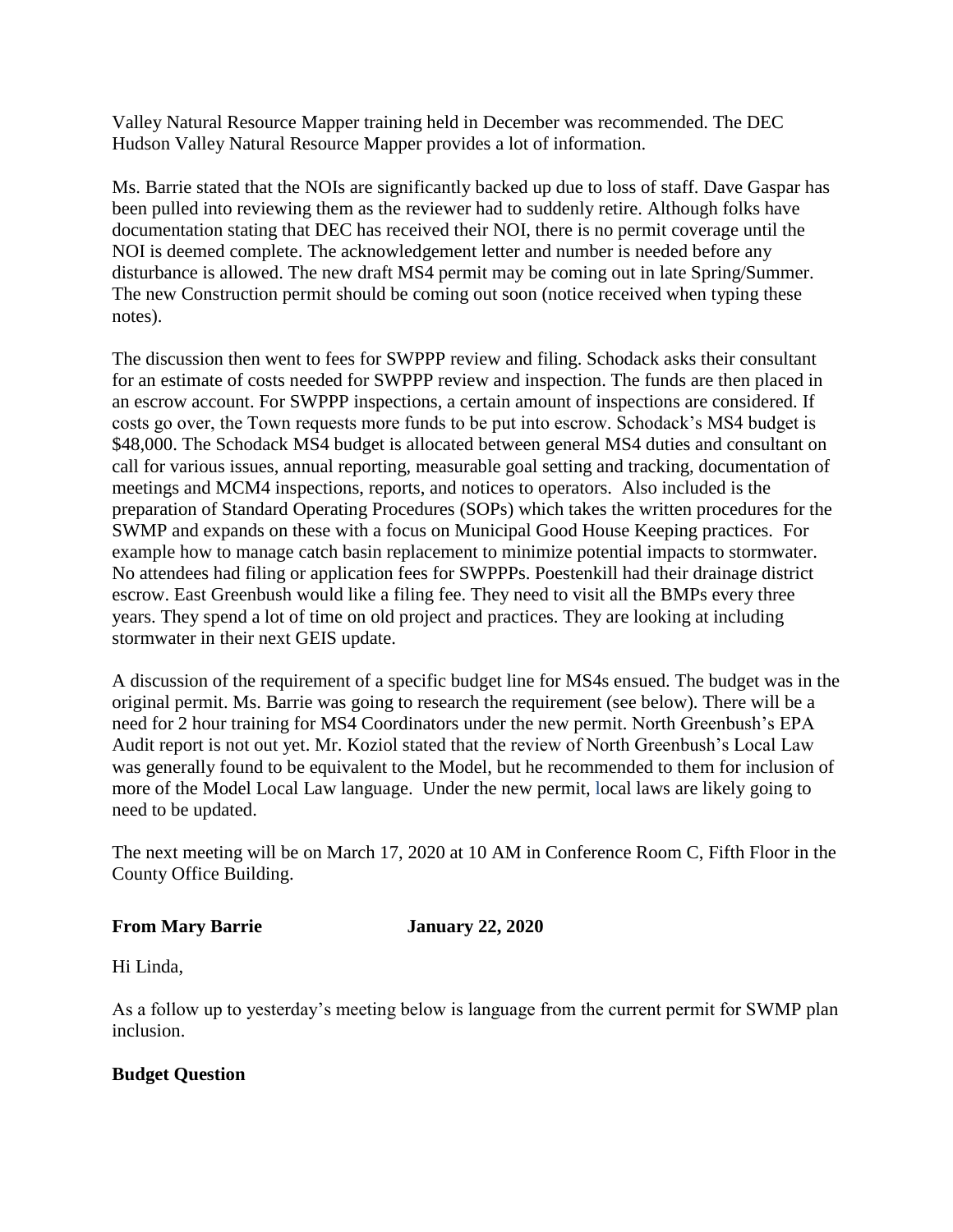Valley Natural Resource Mapper training held in December was recommended. The DEC Hudson Valley Natural Resource Mapper provides a lot of information.

Ms. Barrie stated that the NOIs are significantly backed up due to loss of staff. Dave Gaspar has been pulled into reviewing them as the reviewer had to suddenly retire. Although folks have documentation stating that DEC has received their NOI, there is no permit coverage until the NOI is deemed complete. The acknowledgement letter and number is needed before any disturbance is allowed. The new draft MS4 permit may be coming out in late Spring/Summer. The new Construction permit should be coming out soon (notice received when typing these notes).

The discussion then went to fees for SWPPP review and filing. Schodack asks their consultant for an estimate of costs needed for SWPPP review and inspection. The funds are then placed in an escrow account. For SWPPP inspections, a certain amount of inspections are considered. If costs go over, the Town requests more funds to be put into escrow. Schodack's MS4 budget is $48,000. The Schodack MS4 budget is allocated between general MS4 duties and consultant on call for various issues, annual reporting, measurable goal setting and tracking, documentation of meetings and MCM4 inspections, reports, and notices to operators. Also included is the preparation of Standard Operating Procedures (SOPs) which takes the written procedures for the SWMP and expands on these with a focus on Municipal Good House Keeping practices. For example how to manage catch basin replacement to minimize potential impacts to stormwater. No attendees had filing or application fees for SWPPPs. Poestenkill had their drainage district escrow. East Greenbush would like a filing fee. They need to visit all the BMPs every three years. They spend a lot of time on old project and practices. They are looking at including stormwater in their next GEIS update.

A discussion of the requirement of a specific budget line for MS4s ensued. The budget was in the original permit. Ms. Barrie was going to research the requirement (see below). There will be a need for 2 hour training for MS4 Coordinators under the new permit. North Greenbush's EPA Audit report is not out yet. Mr. Koziol stated that the review of North Greenbush's Local Law was generally found to be equivalent to the Model, but he recommended to them for inclusion of more of the Model Local Law language. Under the new permit, local laws are likely going to need to be updated.

The next meeting will be on March 17, 2020 at 10 AM in Conference Room C, Fifth Floor in the County Office Building.

**From Mary Barrie January 22, 2020**

Hi Linda,

As a follow up to yesterday's meeting below is language from the current permit for SWMP plan inclusion.

**Budget Question**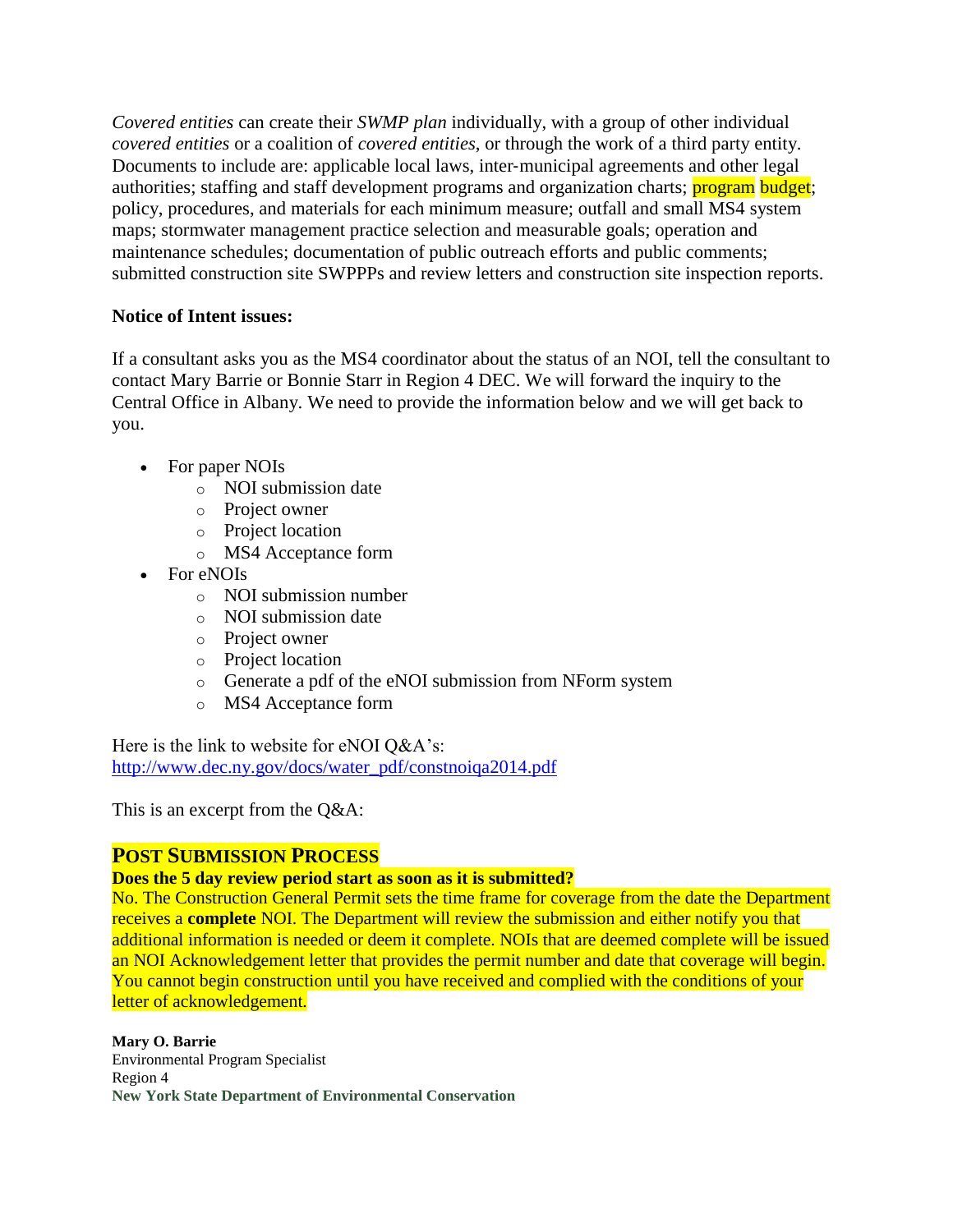*Covered entities* can create their *SWMP plan* individually, with a group of other individual *covered entities* or a coalition of *covered entities*, or through the work of a third party entity. Documents to include are: applicable local laws, inter-municipal agreements and other legal authorities; staffing and staff development programs and organization charts; program budget; policy, procedures, and materials for each minimum measure; outfall and small MS4 system maps; stormwater management practice selection and measurable goals; operation and maintenance schedules; documentation of public outreach efforts and public comments; submitted construction site SWPPPs and review letters and construction site inspection reports.

**Notice of Intent issues:**

If a consultant asks you as the MS4 coordinator about the status of an NOI, tell the consultant to contact Mary Barrie or Bonnie Starr in Region 4 DEC. We will forward the inquiry to the Central Office in Albany. We need to provide the information below and we will get back to you.

- For paper NOIs
  - NOI submission date
  - Project owner
  - Project location
  - MS4 Acceptance form
- For eNOIs
  - NOI submission number
  - NOI submission date
  - Project owner
  - Project location
  - Generate a pdf of the eNOI submission from NForm system
  - MS4 Acceptance form

Here is the link to website for eNOI Q&A's:
http://www.dec.ny.gov/docs/water_pdf/constnoiqa2014.pdf

This is an excerpt from the Q&A:

## POST SUBMISSION PROCESS

**Does the 5 day review period start as soon as it is submitted?**
No. The Construction General Permit sets the time frame for coverage from the date the Department receives a **complete** NOI. The Department will review the submission and either notify you that additional information is needed or deem it complete. NOIs that are deemed complete will be issued an NOI Acknowledgement letter that provides the permit number and date that coverage will begin. You cannot begin construction until you have received and complied with the conditions of your letter of acknowledgement.

**Mary O. Barrie**
Environmental Program Specialist
Region 4
**New York State Department of Environmental Conservation**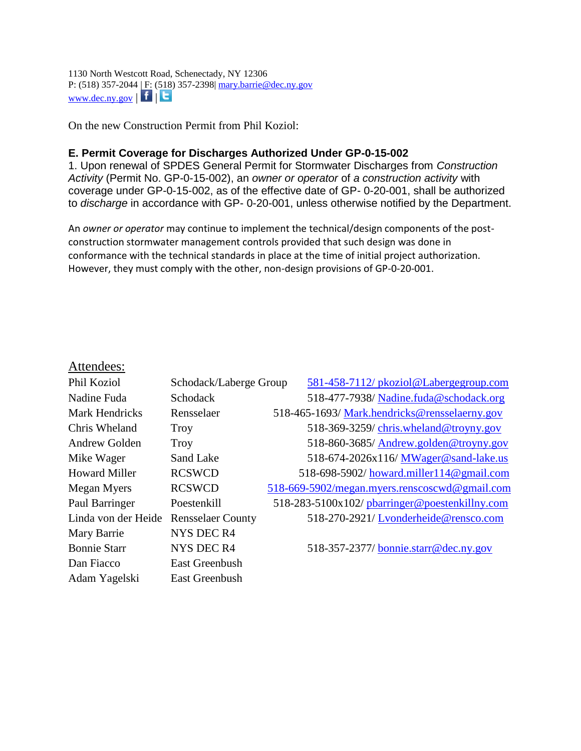1130 North Westcott Road, Schenectady, NY 12306
P: (518) 357-2044 | F: (518) 357-2398| mary.barrie@dec.ny.gov
www.dec.ny.gov | |

On the new Construction Permit from Phil Koziol:

**E. Permit Coverage for Discharges Authorized Under GP-0-15-002**

1. Upon renewal of SPDES General Permit for Stormwater Discharges from *Construction Activity* (Permit No. GP-0-15-002), an *owner or operator* of *a construction activity* with coverage under GP-0-15-002, as of the effective date of GP- 0-20-001, shall be authorized to *discharge* in accordance with GP- 0-20-001, unless otherwise notified by the Department.

An *owner or operator* may continue to implement the technical/design components of the post-construction stormwater management controls provided that such design was done in conformance with the technical standards in place at the time of initial project authorization. However, they must comply with the other, non-design provisions of GP-0-20-001.

Attendees:

| | | |
|---|---|---|
| Phil Koziol | Schodack/Laberge Group | 581-458-7112/ pkoziol@Labergegroup.com |
| Nadine Fuda | Schodack | 518-477-7938/ Nadine.fuda@schodack.org |
| Mark Hendricks | Rensselaer | 518-465-1693/ Mark.hendricks@rensselaerny.gov |
| Chris Wheland | Troy | 518-369-3259/ chris.wheland@troyny.gov |
| Andrew Golden | Troy | 518-860-3685/ Andrew.golden@troyny.gov |
| Mike Wager | Sand Lake | 518-674-2026x116/ MWager@sand-lake.us |
| Howard Miller | RCSWCD | 518-698-5902/ howard.miller114@gmail.com |
| Megan Myers | RCSWCD | 518-669-5902/megan.myers.renscoscwd@gmail.com |
| Paul Barringer | Poestenkill | 518-283-5100x102/ pbarringer@poestenkillny.com |
| Linda von der Heide | Rensselaer County | 518-270-2921/ Lvonderheide@rensco.com |
| Mary Barrie | NYS DEC R4 | |
| Bonnie Starr | NYS DEC R4 | 518-357-2377/ bonnie.starr@dec.ny.gov |
| Dan Fiacco | East Greenbush | |
| Adam Yagelski | East Greenbush | |